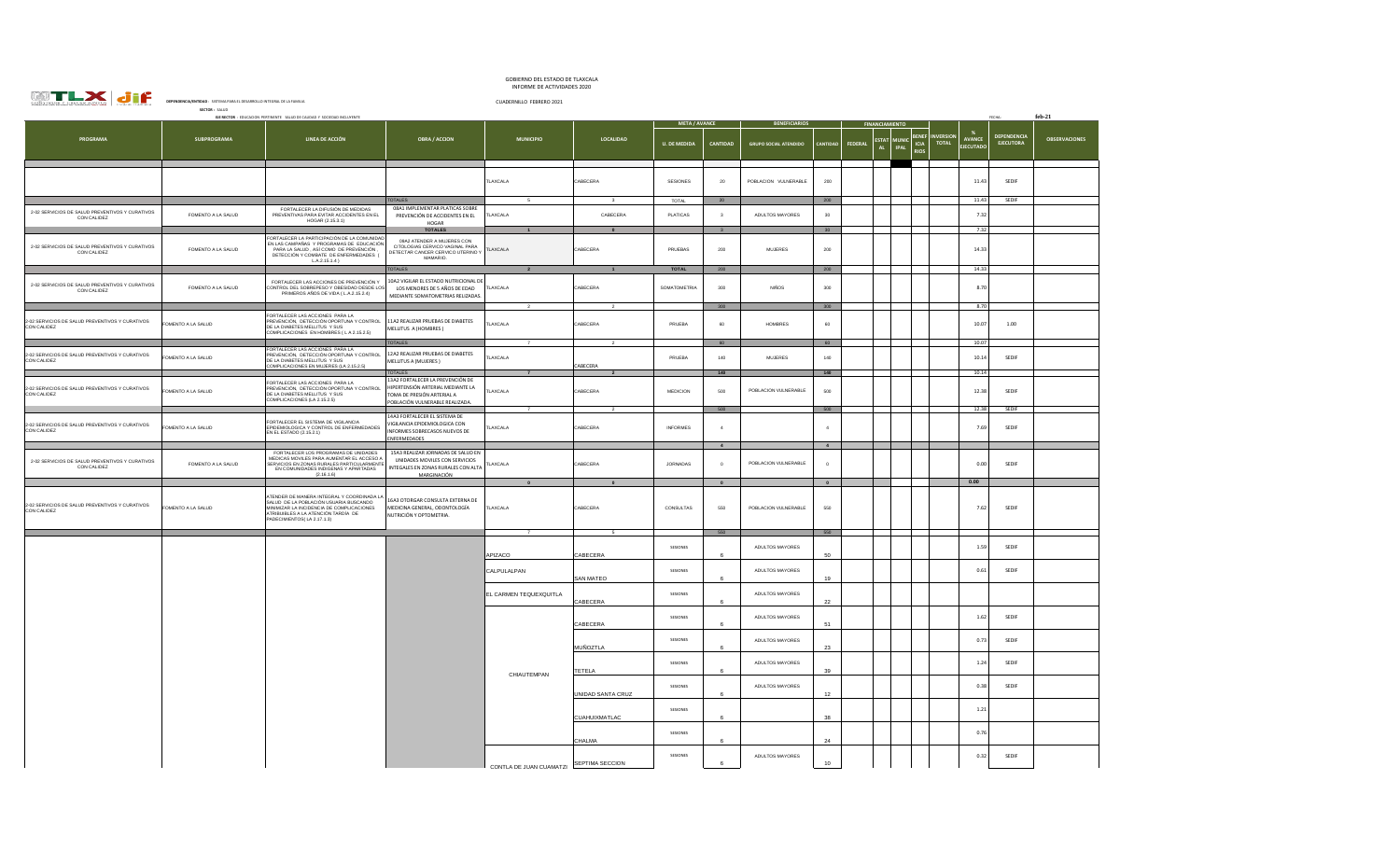GOBIERNO DEL ESTADO DE TLAXCALA
INFORME DE ACTIVIDADES 2020

DEPENDENCIA/ENTIDAD : SISTEMA PARA EL DESARROLLO INTEGRAL DE LA FAMILIA

CUADERNILLO FEBRERO 2021

SECTOR : SALUD

EJE RECTOR : EDUCACIÓN PERTINENTE SALUD DE CALIDAD Y SOCIEDAD INCLUYENTE

FECHA: feb-21

| PROGRAMA | SUBPROGRAMA | LINEA DE ACCIÓN | OBRA / ACCION | MUNICIPIO | LOCALIDAD | META / AVANCE | | BENEFICIARIOS | | FINANCIAMIENTO | | | | INVERSION TOTAL | % AVANCE EJECUTADO | DEPENDENCIA EJECUTORA | OBSERVACIONES |
|---|---|---|---|---|---|---|---|---|---|---|---|---|---|---|---|---|---|
| | | | | | | U. DE MEDIDA | CANTIDAD | GRUPO SOCIAL ATENDIDO | CANTIDAD | FEDERAL | ESTATAL | MUNICIPAL | BENEFICIARIOS | | | | |
| | | | | TLAXCALA | CABECERA | SESIONES | 20 | POBLACION VULNERABLE | 200 | | | | | | 11.43 | SEDIF | |
| | | | TOTALES | 5 | 3 | TOTAL | 20 | | 200 | | | | | | 11.43 | SEDIF | |
| 2-02 SERVICIOS DE SALUD PREVENTIVOS Y CURATIVOS CON CALIDEZ | FOMENTO A LA SALUD | FORTALECER LA DIFUSIÓN DE MEDIDAS PREVENTIVAS PARA EVITAR ACCIDENTES EN EL HOGAR (2.15.3.1) | 08A1 IMPLEMENTAR PLATICAS SOBRE PREVENCIÓN DE ACCIDENTES EN EL HOGAR | TLAXCALA | CABECERA | PLATICAS | 3 | ADULTOS MAYORES | 30 | | | | | | 7.32 | | |
| | | | TOTALES | 1 | 0 | | 3 | | 30 | | | | | | 7.32 | | |
| 2-02 SERVICIOS DE SALUD PREVENTIVOS Y CURATIVOS CON CALIDEZ | FOMENTO A LA SALUD | FORTALECER LA PARTICIPACIÓN DE LA COMUNIDAD EN LAS CAMPAÑAS Y PROGRAMAS DE EDUCACION PARA LA SALUD , ASI COMO DE PREVENCIÓN , DETECCIÓN Y COMBATE DE ENFERMEDADES ( L.A.2.15.1.4 ) | 09A2 ATENDER A MUJERES CON CITOLOGIAS CERVICO VAGINAL PARA DETECTAR CANCER CERVICO UTERINO Y MAMARIO. | TLAXCALA | CABECERA | PRUEBAS | 200 | MUJERES | 200 | | | | | | 14.33 | | |
| | | | TOTALES | 2 | 1 | TOTAL | 200 | | 200 | | | | | | 14.33 | | |
| 2-02 SERVICIOS DE SALUD PREVENTIVOS Y CURATIVOS CON CALIDEZ | FOMENTO A LA SALUD | FORTALECER LAS ACCIONES DE PREVENCIÓN Y CONTROL DEL SOBREPESO Y OBESIDAD DESDE LOS PRIMEROS AÑOS DE VIDA ( L.A.2.15.2.4) | 10A2 VIGILAR EL ESTADO NUTRICIONAL DE LOS MENORES DE 5 AÑOS DE EDAD MEDIANTE SOMATOMETRIAS RELIZADAS. | TLAXCALA | CABECERA | SOMATOMETRIA | 300 | NIÑOS | 300 | | | | | | 8.70 | | |
| | | | | 2 | 2 | | 300 | | 300 | | | | | | 8.70 | | |
| 2-02 SERVICIOS DE SALUD PREVENTIVOS Y CURATIVOS CON CALIDEZ | FOMENTO A LA SALUD | FORTALECER LAS ACCIONES PARA LA PREVENCIÓN, DETECCIÓN OPORTUNA Y CONTROL DE LA DIABETES MELLITUS Y SUS COMPLICACIONES EN HOMBRES ( L.A 2.15.2.5) | 11A2 REALIZAR PRUEBAS DE DIABETES MELLITUS A (HOMBRES ) | TLAXCALA | CABECERA | PRUEBA | 60 | HOMBRES | 60 | | | | | | 10.07 | 1.00 | |
| | | | TOTALES | 7 | 2 | | 60 | | 60 | | | | | | 10.07 | | |
| 2-02 SERVICIOS DE SALUD PREVENTIVOS Y CURATIVOS CON CALIDEZ | FOMENTO A LA SALUD | FORTALECER LAS ACCIONES PARA LA PREVENCIÓN, DETECCIÓN OPORTUNA Y CONTROL DE LA DIABETES MELLITUS Y SUS COMPLICACIONES EN MUJERES (LA 2.15.2.5) | 12A2 REALIZAR PRUEBAS DE DIABETES MELLITUS A (MUJERES ) | TLAXCALA | CABECERA | PRUEBA | 140 | MUJERES | 140 | | | | | | 10.14 | SEDIF | |
| | | | TOTALES | 7 | 2 | | 140 | | 140 | | | | | | 10.14 | | |
| 2-02 SERVICIOS DE SALUD PREVENTIVOS Y CURATIVOS CON CALIDEZ | FOMENTO A LA SALUD | FORTALECER LAS ACCIONES PARA LA PREVENCIÓN, DETECCIÓN OPORTUNA Y CONTROL DE LA DIABETES MELLITUS Y SUS COMPLICACIONES (LA 2.15.2.5) | 13A2 FORTALECER LA PREVENCIÓN DE HIPERTENSIÓN ARTERIAL MEDIANTE LA TOMA DE PRESIÓN ARTERIAL A POBLACIÓN VULNERABLE REALIZADA. | TLAXCALA | CABECERA | MEDICION | 500 | POBLACION VULNERABLE | 500 | | | | | | 12.38 | SEDIF | |
| | | | | 7 | 2 | | 500 | | 500 | | | | | | 12.38 | SEDIF | |
| 2-02 SERVICIOS DE SALUD PREVENTIVOS Y CURATIVOS CON CALIDEZ | FOMENTO A LA SALUD | FORTALECER EL SISTEMA DE VIGILANCIA EPIDEMIOLOGICA Y CONTROL DE ENFERMEDADES EN EL ESTADO (2.15.2.1) | 14A3 FORTALECER EL SISTEMA DE VIGILANCIA EPIDEMIOLOGICA CON INFORMES SOBRECASOS NUEVOS DE ENFERMEDADES | TLAXCALA | CABECERA | INFORMES | 4 | | 4 | | | | | | 7.69 | SEDIF | |
| | | | | | | | 4 | | 4 | | | | | | | | |
| 2-02 SERVICIOS DE SALUD PREVENTIVOS Y CURATIVOS CON CALIDEZ | FOMENTO A LA SALUD | FORTALECER LOS PROGRAMAS DE UNIDADES MEDICAS MOVILES PARA AUMENTAR EL ACCESO A SERVICIOS EN ZONAS RURALES PARTICULARMENTE EN COMUNIDADES INDIGENAS Y APARTADAS (2.16.1.6) | 15A3 REALIZAR JORNADAS DE SALUD EN UNIDADES MOVILES CON SERVICIOS INTEGALES EN ZONAS RURALES CON ALTA MARGINACIÓN | TLAXCALA | CABECERA | JORNADAS | 0 | POBLACION VULNERABLE | 0 | | | | | | 0.00 | SEDIF | |
| | | | | 0 | 0 | | 0 | | 0 | | | | | | 0.00 | | |
| 2-02 SERVICIOS DE SALUD PREVENTIVOS Y CURATIVOS CON CALIDEZ | FOMENTO A LA SALUD | ATENDER DE MANERA INTEGRAL Y COORDINADA LA SALUD DE LA POBLACIÓN USUARIA BUSCANDO MINIMIZAR LA INCIDENCIA DE COMPLICACIONES ATRIBUIBLES A LA ATENCIÓN TARDÍA DE PADECIMIENTOS( LA 2.17.1.3) | 16A3 OTORGAR CONSULTA EXTERNA DE MEDICINA GENERAL, ODONTOLOGÍA NUTRICIÓN Y OPTOMETRIA. | TLAXCALA | CABECERA | CONSULTAS | 550 | POBLACION VULNERABLE | 550 | | | | | | 7.62 | SEDIF | |
| | | | | 7 | 5 | | 550 | | 550 | | | | | | | | |
| | | | | APIZACO | CABECERA | SESIONES | 6 | ADULTOS MAYORES | 50 | | | | | | 1.59 | SEDIF | |
| | | | | CALPULALPAN | SAN MATEO | SESIONES | 6 | ADULTOS MAYORES | 19 | | | | | | 0.61 | SEDIF | |
| | | | | EL CARMEN TEQUEXQUITLA | CABECERA | SESIONES | 6 | ADULTOS MAYORES | 22 | | | | | | | | |
| | | | | CHIAUTEMPAN | CABECERA | SESIONES | 6 | ADULTOS MAYORES | 51 | | | | | | 1.62 | SEDIF | |
| | | | | | MUÑOZTLA | SESIONES | 6 | ADULTOS MAYORES | 23 | | | | | | 0.73 | SEDIF | |
| | | | | | TETELA | SESIONES | 6 | ADULTOS MAYORES | 39 | | | | | | 1.24 | SEDIF | |
| | | | | | UNIDAD SANTA CRUZ | SESIONES | 6 | ADULTOS MAYORES | 12 | | | | | | 0.38 | SEDIF | |
| | | | | | CUAHUIXMATLAC | SESIONES | 6 | | 38 | | | | | | 1.21 | | |
| | | | | | CHALMA | SESIONES | 6 | | 24 | | | | | | 0.76 | | |
| | | | | CONTLA DE JUAN CUAMATZI | SEPTIMA SECCION | SESIONES | 6 | ADULTOS MAYORES | 10 | | | | | | 0.32 | SEDIF | |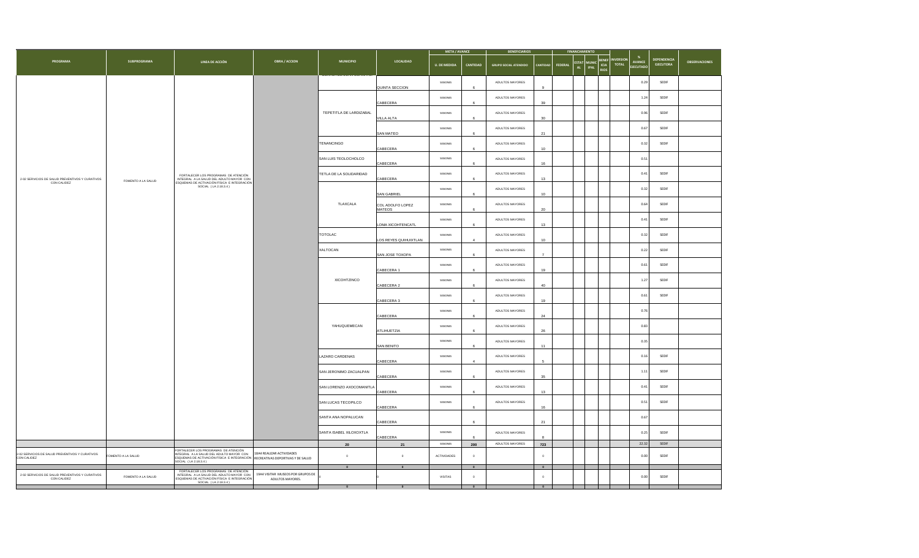| PROGRAMA | SUBPROGRAMA | LINEA DE ACCIÓN | OBRA / ACCION | MUNICIPIO | LOCALIDAD | META / AVANCE | | BENEFICIARIOS | | FINANCIAMIENTO | | | | INVERSION TOTAL | % AVANCE EJECUTADO | DEPENDENCIA EJECUTORA | OBSERVACIONES |
|---|---|---|---|---|---|---|---|---|---|---|---|---|---|---|---|---|---|
| | | | | | | U. DE MEDIDA | CANTIDAD | GRUPO SOCIAL ATENDIDO | CANTIDAD | FEDERAL | ESTATAL | MUNICIPAL | BENEFICIARIOS | | | | |
| 2-02 SERVICIOS DE SALUD PREVENTIVOS Y CURATIVOS CON CALIDEZ | FOMENTO A LA SALUD | FORTALECER LOS PROGRAMAS DE ATENCIÓN INTEGRAL A LA SALUD DEL ADULTO MAYOR CON ESQUEMAS DE ACTIVACIÓN FÍSICA E INTEGRACIÓN SOCIAL (LA 2.18.3.4) | | | QUINTA SECCION | SESIONES | 6 | ADULTOS MAYORES | 9 | | | | | | 0.29 | SEDIF | |
| | | | | TEPETITLA DE LARDIZABAL | CABECERA | SESIONES | 6 | ADULTOS MAYORES | 39 | | | | | | 1.24 | SEDIF | |
| | | | | | VILLA ALTA | SESIONES | 6 | ADULTOS MAYORES | 30 | | | | | | 0.96 | SEDIF | |
| | | | | | SAN MATEO | SESIONES | 6 | ADULTOS MAYORES | 21 | | | | | | 0.67 | SEDIF | |
| | | | | TENANCINGO | CABECERA | SESIONES | 6 | ADULTOS MAYORES | 10 | | | | | | 0.32 | SEDIF | |
| | | | | SAN LUIS TEOLOCHOLCO | CABECERA | SESIONES | 6 | ADULTOS MAYORES | 16 | | | | | | 0.51 | | |
| | | | | TETLA DE LA SOLIDARIDAD | CABECERA | SESIONES | 6 | ADULTOS MAYORES | 13 | | | | | | 0.41 | SEDIF | |
| | | | | TLAXCALA | SAN GABRIEL | SESIONES | 6 | ADULTOS MAYORES | 10 | | | | | | 0.32 | SEDIF | |
| | | | | | COL ADOLFO LOPEZ MATEOS | SESIONES | 6 | ADULTOS MAYORES | 20 | | | | | | 0.64 | SEDIF | |
| | | | | | LOMA XICOHTENCATL | SESIONES | 6 | ADULTOS MAYORES | 13 | | | | | | 0.41 | SEDIF | |
| | | | | TOTOLAC | LOS REYES QUIHUIXTLAN | SESIONES | 4 | ADULTOS MAYORES | 10 | | | | | | 0.32 | SEDIF | |
| | | | | XALTOCAN | SAN JOSE TOXOPA | SESIONES | 6 | ADULTOS MAYORES | 7 | | | | | | 0.22 | SEDIF | |
| | | | | XICOHTZINCO | CABECERA 1 | SESIONES | 6 | ADULTOS MAYORES | 19 | | | | | | 0.61 | SEDIF | |
| | | | | | CABECERA 2 | SESIONES | 6 | ADULTOS MAYORES | 40 | | | | | | 1.27 | SEDIF | |
| | | | | | CABECERA 3 | SESIONES | 6 | ADULTOS MAYORES | 19 | | | | | | 0.61 | SEDIF | |
| | | | | YAHUQUEMECAN | CABECERA | SESIONES | 6 | ADULTOS MAYORES | 24 | | | | | | 0.76 | | |
| | | | | | ATLIHUETZIA | SESIONES | 6 | ADULTOS MAYORES | 26 | | | | | | 0.83 | | |
| | | | | | SAN BENITO | SESIONES | 6 | ADULTOS MAYORES | 11 | | | | | | 0.35 | | |
| | | | | LAZARO CARDENAS | CABECERA | SESIONES | 4 | ADULTOS MAYORES | 5 | | | | | | 0.16 | SEDIF | |
| | | | | SAN JERONIMO ZACUALPAN | CABECERA | SESIONES | 6 | ADULTOS MAYORES | 35 | | | | | | 1.11 | SEDIF | |
| | | | | SAN LORENZO AXOCOMANITLA | CABECERA | SESIONES | 6 | ADULTOS MAYORES | 13 | | | | | | 0.41 | SEDIF | |
| | | | | SAN LUCAS TECOPILCO | CABECERA | SESIONES | 6 | ADULTOS MAYORES | 16 | | | | | | 0.51 | SEDIF | |
| | | | | SANTA ANA NOPALUCAN | CABECERA | | 6 | | 21 | | | | | | 0.67 | | |
| | | | | SANTA ISABEL XILOXOXTLA | CABECERA | SESIONES | 6 | ADULTOS MAYORES | 8 | | | | | | 0.25 | SEDIF | |
| | | | | 20 | 21 | SESIONES | 200 | ADULTOS MAYORES | 723 | | | | | | 22.32 | SEDIF | |
| 2-02 SERVICIOS DE SALUD PREVENTIVOS Y CURATIVOS CON CALIDEZ | FOMENTO A LA SALUD | FORTALECER LOS PROGRAMAS DE ATENCIÓN INTEGRAL A LA SALUD DEL ADULTO MAYOR CON ESQUEMAS DE ACTIVACIÓN FÍSICA E INTEGRACIÓN SOCIAL (LA 2.18.3.4) | 18A4 REALIZAR ACTIVIDADES RECREATIVAS DEPORTIVAS Y DE SALUD | 0 | 0 | ACTIVIDADES | 0 | | 0 | | | | | | 0.00 | SEDIF | |
| | | | | 0 | 0 | | 0 | | 0 | | | | | | | | |
| 2-02 SERVICIOS DE SALUD PREVENTIVOS Y CURATIVOS CON CALIDEZ | FOMENTO A LA SALUD | FORTALECER LOS PROGRAMAS DE ATENCIÓN INTEGRAL A LA SALUD DEL ADULTO MAYOR CON ESQUEMAS DE ACTIVACIÓN FÍSICA E INTEGRACIÓN SOCIAL (LA 2.18.3.4) | 19A4 VISITAR MUSEOS POR GRUPOS DE ADULTOS MAYORES | 0 | 0 | VISITAS | 0 | | 0 | | | | | | 0.00 | SEDIF | |
| | | | | 0 | 0 | | 0 | | 0 | | | | | | | | |